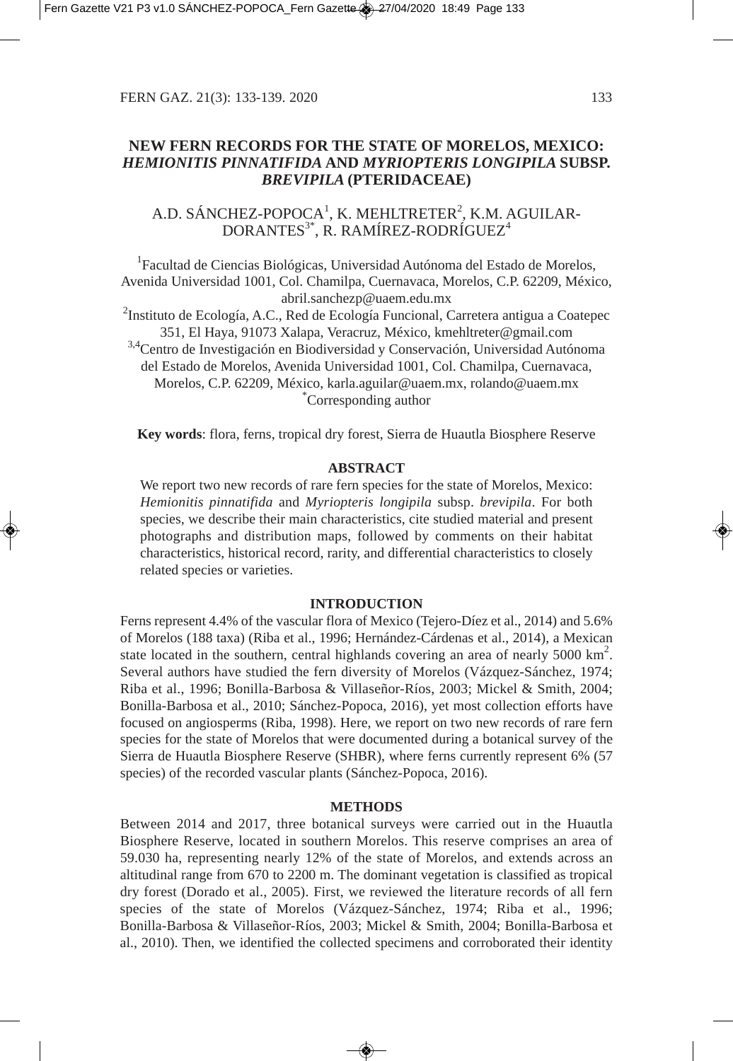# NEW FERN RECORDS FOR THE STATE OF MORELOS, MEXICO: *HEMIONITIS PINNATIFIDA* AND *MYRIOPTERIS LONGIPILA* SUBSP. *BREVIPILA* (PTERIDACEAE)

A.D. SÁNCHEZ-POPOCA[1], K. MEHLTRETER[2], K.M. AGUILAR-DORANTES[3*], R. RAMÍREZ-RODRÍGUEZ[4]

[1]Facultad de Ciencias Biológicas, Universidad Autónoma del Estado de Morelos, Avenida Universidad 1001, Col. Chamilpa, Cuernavaca, Morelos, C.P. 62209, México, abril.sanchezp@uaem.edu.mx

[2]Instituto de Ecología, A.C., Red de Ecología Funcional, Carretera antigua a Coatepec 351, El Haya, 91073 Xalapa, Veracruz, México, kmehltreter@gmail.com

[3,4]Centro de Investigación en Biodiversidad y Conservación, Universidad Autónoma del Estado de Morelos, Avenida Universidad 1001, Col. Chamilpa, Cuernavaca, Morelos, C.P. 62209, México, karla.aguilar@uaem.mx, rolando@uaem.mx

[*]Corresponding author

**Key words**: flora, ferns, tropical dry forest, Sierra de Huautla Biosphere Reserve

## ABSTRACT

We report two new records of rare fern species for the state of Morelos, Mexico: *Hemionitis pinnatifida* and *Myriopteris longipila* subsp. *brevipila*. For both species, we describe their main characteristics, cite studied material and present photographs and distribution maps, followed by comments on their habitat characteristics, historical record, rarity, and differential characteristics to closely related species or varieties.

## INTRODUCTION

Ferns represent 4.4% of the vascular flora of Mexico (Tejero-Díez et al., 2014) and 5.6% of Morelos (188 taxa) (Riba et al., 1996; Hernández-Cárdenas et al., 2014), a Mexican state located in the southern, central highlands covering an area of nearly 5000 km$^2$. Several authors have studied the fern diversity of Morelos (Vázquez-Sánchez, 1974; Riba et al., 1996; Bonilla-Barbosa & Villaseñor-Ríos, 2003; Mickel & Smith, 2004; Bonilla-Barbosa et al., 2010; Sánchez-Popoca, 2016), yet most collection efforts have focused on angiosperms (Riba, 1998). Here, we report on two new records of rare fern species for the state of Morelos that were documented during a botanical survey of the Sierra de Huautla Biosphere Reserve (SHBR), where ferns currently represent 6% (57 species) of the recorded vascular plants (Sánchez-Popoca, 2016).

## METHODS

Between 2014 and 2017, three botanical surveys were carried out in the Huautla Biosphere Reserve, located in southern Morelos. This reserve comprises an area of 59.030 ha, representing nearly 12% of the state of Morelos, and extends across an altitudinal range from 670 to 2200 m. The dominant vegetation is classified as tropical dry forest (Dorado et al., 2005). First, we reviewed the literature records of all fern species of the state of Morelos (Vázquez-Sánchez, 1974; Riba et al., 1996; Bonilla-Barbosa & Villaseñor-Ríos, 2003; Mickel & Smith, 2004; Bonilla-Barbosa et al., 2010). Then, we identified the collected specimens and corroborated their identity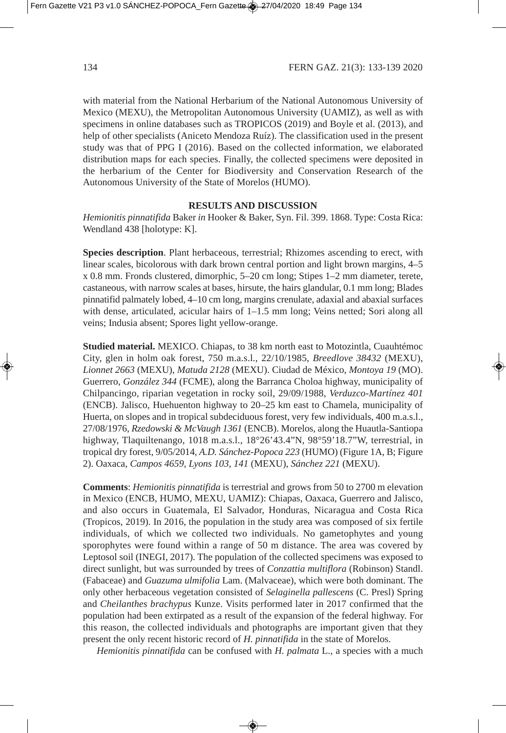with material from the National Herbarium of the National Autonomous University of Mexico (MEXU), the Metropolitan Autonomous University (UAMIZ), as well as with specimens in online databases such as TROPICOS (2019) and Boyle et al. (2013), and help of other specialists (Aniceto Mendoza Ruíz). The classification used in the present study was that of PPG I (2016). Based on the collected information, we elaborated distribution maps for each species. Finally, the collected specimens were deposited in the herbarium of the Center for Biodiversity and Conservation Research of the Autonomous University of the State of Morelos (HUMO).

## RESULTS AND DISCUSSION

*Hemionitis pinnatifida* Baker *in* Hooker & Baker, Syn. Fil. 399. 1868. Type: Costa Rica: Wendland 438 [holotype: K].

**Species description**. Plant herbaceous, terrestrial; Rhizomes ascending to erect, with linear scales, bicolorous with dark brown central portion and light brown margins, 4–5 x 0.8 mm. Fronds clustered, dimorphic, 5–20 cm long; Stipes 1–2 mm diameter, terete, castaneous, with narrow scales at bases, hirsute, the hairs glandular, 0.1 mm long; Blades pinnatifid palmately lobed, 4–10 cm long, margins crenulate, adaxial and abaxial surfaces with dense, articulated, acicular hairs of 1–1.5 mm long; Veins netted; Sori along all veins; Indusia absent; Spores light yellow-orange.

**Studied material.** MEXICO. Chiapas, to 38 km north east to Motozintla, Cuauhtémoc City, glen in holm oak forest, 750 m.a.s.l., 22/10/1985, *Breedlove 38432* (MEXU), *Lionnet 2663* (MEXU), *Matuda 2128* (MEXU). Ciudad de México, *Montoya 19* (MO). Guerrero, *González 344* (FCME), along the Barranca Choloa highway, municipality of Chilpancingo, riparian vegetation in rocky soil, 29/09/1988, *Verduzco-Martínez 401* (ENCB). Jalisco, Huehuenton highway to 20–25 km east to Chamela, municipality of Huerta, on slopes and in tropical subdeciduous forest, very few individuals, 400 m.a.s.l., 27/08/1976, *Rzedowski & McVaugh 1361* (ENCB). Morelos, along the Huautla-Santiopa highway, Tlaquiltenango, 1018 m.a.s.l., 18°26'43.4"N, 98°59'18.7"W, terrestrial, in tropical dry forest, 9/05/2014, *A.D. Sánchez-Popoca 223* (HUMO) (Figure 1A, B; Figure 2). Oaxaca, *Campos 4659, Lyons 103, 141* (MEXU), *Sánchez 221* (MEXU).

**Comments**: *Hemionitis pinnatifida* is terrestrial and grows from 50 to 2700 m elevation in Mexico (ENCB, HUMO, MEXU, UAMIZ): Chiapas, Oaxaca, Guerrero and Jalisco, and also occurs in Guatemala, El Salvador, Honduras, Nicaragua and Costa Rica (Tropicos, 2019). In 2016, the population in the study area was composed of six fertile individuals, of which we collected two individuals. No gametophytes and young sporophytes were found within a range of 50 m distance. The area was covered by Leptosol soil (INEGI, 2017). The population of the collected specimens was exposed to direct sunlight, but was surrounded by trees of *Conzattia multiflora* (Robinson) Standl. (Fabaceae) and *Guazuma ulmifolia* Lam. (Malvaceae), which were both dominant. The only other herbaceous vegetation consisted of *Selaginella pallescens* (C. Presl) Spring and *Cheilanthes brachypus* Kunze. Visits performed later in 2017 confirmed that the population had been extirpated as a result of the expansion of the federal highway. For this reason, the collected individuals and photographs are important given that they present the only recent historic record of *H. pinnatifida* in the state of Morelos.

*Hemionitis pinnatifida* can be confused with *H. palmata* L., a species with a much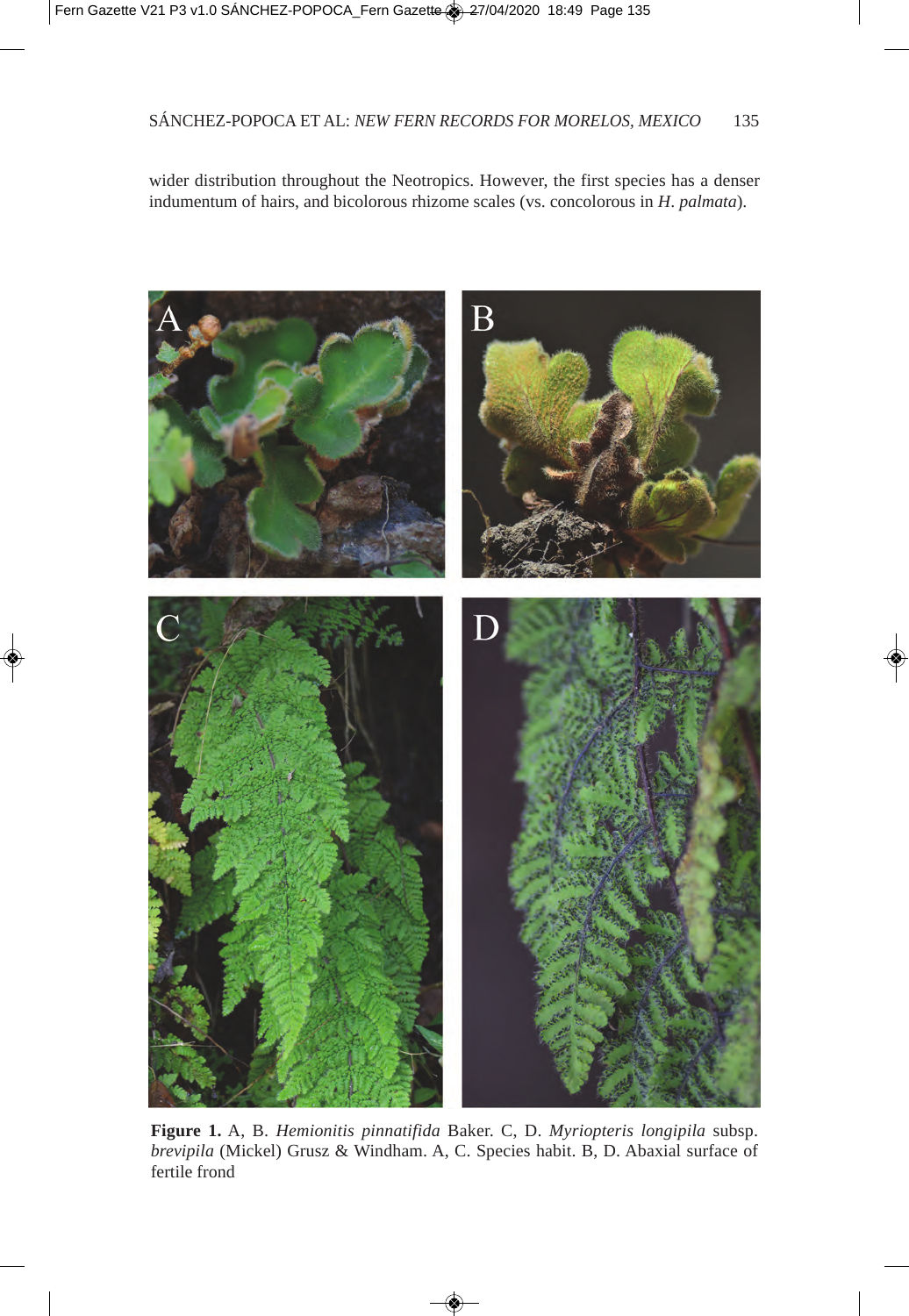wider distribution throughout the Neotropics. However, the first species has a denser indumentum of hairs, and bicolorous rhizome scales (vs. concolorous in *H. palmata*).

**Figure 1.** A, B. *Hemionitis pinnatifida* Baker. C, D. *Myriopteris longipila* subsp. *brevipila* (Mickel) Grusz & Windham. A, C. Species habit. B, D. Abaxial surface of fertile frond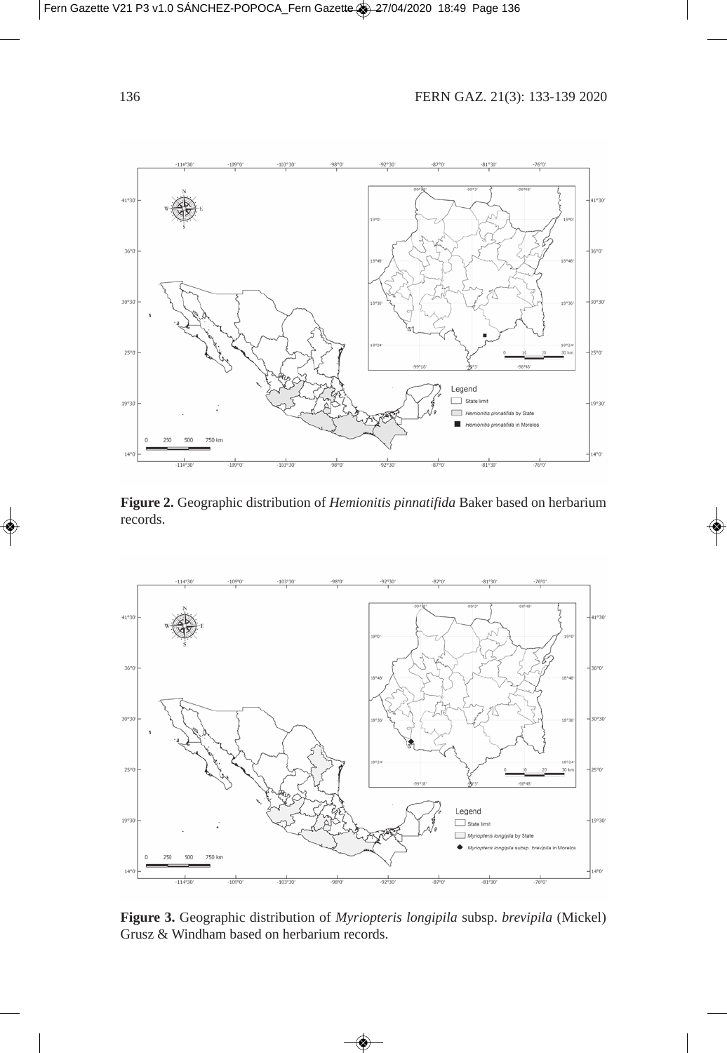**Figure 2.** Geographic distribution of *Hemionitis pinnatifida* Baker based on herbarium records.

**Figure 3.** Geographic distribution of *Myriopteris longipila* subsp. *brevipila* (Mickel) Grusz & Windham based on herbarium records.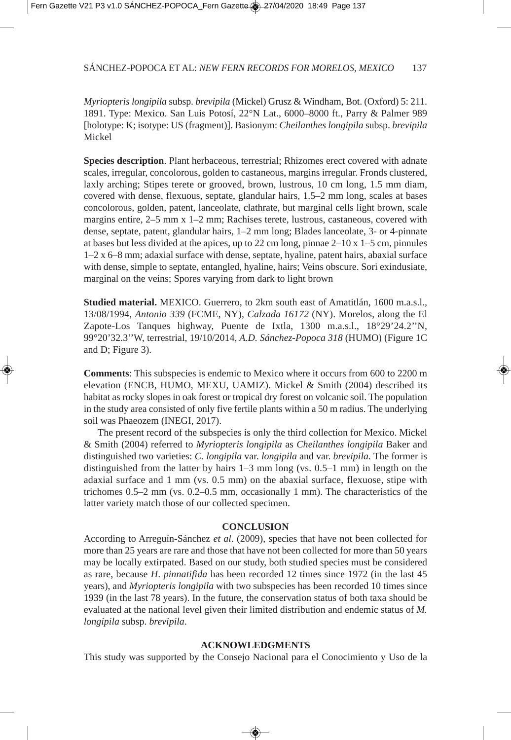*Myriopteris longipila* subsp. *brevipila* (Mickel) Grusz & Windham, Bot. (Oxford) 5: 211. 1891. Type: Mexico. San Luis Potosí, 22°N Lat., 6000–8000 ft., Parry & Palmer 989 [holotype: K; isotype: US (fragment)]. Basionym: *Cheilanthes longipila* subsp. *brevipila* Mickel

**Species description**. Plant herbaceous, terrestrial; Rhizomes erect covered with adnate scales, irregular, concolorous, golden to castaneous, margins irregular. Fronds clustered, laxly arching; Stipes terete or grooved, brown, lustrous, 10 cm long, 1.5 mm diam, covered with dense, flexuous, septate, glandular hairs, 1.5–2 mm long, scales at bases concolorous, golden, patent, lanceolate, clathrate, but marginal cells light brown, scale margins entire, 2–5 mm x 1–2 mm; Rachises terete, lustrous, castaneous, covered with dense, septate, patent, glandular hairs, 1–2 mm long; Blades lanceolate, 3- or 4-pinnate at bases but less divided at the apices, up to 22 cm long, pinnae 2–10 x 1–5 cm, pinnules 1–2 x 6–8 mm; adaxial surface with dense, septate, hyaline, patent hairs, abaxial surface with dense, simple to septate, entangled, hyaline, hairs; Veins obscure. Sori exindusiate, marginal on the veins; Spores varying from dark to light brown

**Studied material.** MEXICO. Guerrero, to 2km south east of Amatitlán, 1600 m.a.s.l., 13/08/1994, *Antonio 339* (FCME, NY), *Calzada 16172* (NY). Morelos, along the El Zapote-Los Tanques highway, Puente de Ixtla, 1300 m.a.s.l., 18°29'24.2''N, 99°20'32.3''W, terrestrial, 19/10/2014, *A.D. Sánchez-Popoca 318* (HUMO) (Figure 1C and D; Figure 3).

**Comments**: This subspecies is endemic to Mexico where it occurs from 600 to 2200 m elevation (ENCB, HUMO, MEXU, UAMIZ). Mickel & Smith (2004) described its habitat as rocky slopes in oak forest or tropical dry forest on volcanic soil. The population in the study area consisted of only five fertile plants within a 50 m radius. The underlying soil was Phaeozem (INEGI, 2017).

The present record of the subspecies is only the third collection for Mexico. Mickel & Smith (2004) referred to *Myriopteris longipila* as *Cheilanthes longipila* Baker and distinguished two varieties: *C. longipila* var. *longipila* and var. *brevipila.* The former is distinguished from the latter by hairs 1–3 mm long (vs. 0.5–1 mm) in length on the adaxial surface and 1 mm (vs. 0.5 mm) on the abaxial surface, flexuose, stipe with trichomes 0.5–2 mm (vs. 0.2–0.5 mm, occasionally 1 mm). The characteristics of the latter variety match those of our collected specimen.

## CONCLUSION

According to Arreguín-Sánchez *et al*. (2009), species that have not been collected for more than 25 years are rare and those that have not been collected for more than 50 years may be locally extirpated. Based on our study, both studied species must be considered as rare, because *H. pinnatifida* has been recorded 12 times since 1972 (in the last 45 years), and *Myriopteris longipila* with two subspecies has been recorded 10 times since 1939 (in the last 78 years). In the future, the conservation status of both taxa should be evaluated at the national level given their limited distribution and endemic status of *M. longipila* subsp. *brevipila*.

## ACKNOWLEDGMENTS

This study was supported by the Consejo Nacional para el Conocimiento y Uso de la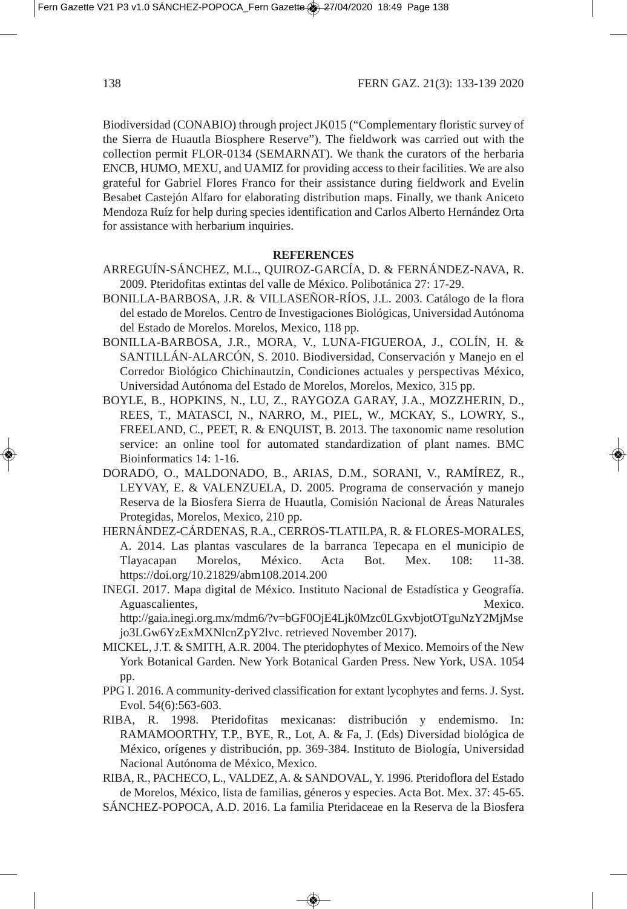Biodiversidad (CONABIO) through project JK015 ("Complementary floristic survey of the Sierra de Huautla Biosphere Reserve"). The fieldwork was carried out with the collection permit FLOR-0134 (SEMARNAT). We thank the curators of the herbaria ENCB, HUMO, MEXU, and UAMIZ for providing access to their facilities. We are also grateful for Gabriel Flores Franco for their assistance during fieldwork and Evelin Besabet Castejón Alfaro for elaborating distribution maps. Finally, we thank Aniceto Mendoza Ruíz for help during species identification and Carlos Alberto Hernández Orta for assistance with herbarium inquiries.

## REFERENCES

ARREGUÍN-SÁNCHEZ, M.L., QUIROZ-GARCÍA, D. & FERNÁNDEZ-NAVA, R. 2009. Pteridofitas extintas del valle de México. Polibotánica 27: 17-29.

BONILLA-BARBOSA, J.R. & VILLASEÑOR-RÍOS, J.L. 2003. Catálogo de la flora del estado de Morelos. Centro de Investigaciones Biológicas, Universidad Autónoma del Estado de Morelos. Morelos, Mexico, 118 pp.

BONILLA-BARBOSA, J.R., MORA, V., LUNA-FIGUEROA, J., COLÍN, H. & SANTILLÁN-ALARCÓN, S. 2010. Biodiversidad, Conservación y Manejo en el Corredor Biológico Chichinautzin, Condiciones actuales y perspectivas México, Universidad Autónoma del Estado de Morelos, Morelos, Mexico, 315 pp.

BOYLE, B., HOPKINS, N., LU, Z., RAYGOZA GARAY, J.A., MOZZHERIN, D., REES, T., MATASCI, N., NARRO, M., PIEL, W., MCKAY, S., LOWRY, S., FREELAND, C., PEET, R. & ENQUIST, B. 2013. The taxonomic name resolution service: an online tool for automated standardization of plant names. BMC Bioinformatics 14: 1-16.

DORADO, O., MALDONADO, B., ARIAS, D.M., SORANI, V., RAMÍREZ, R., LEYVAY, E. & VALENZUELA, D. 2005. Programa de conservación y manejo Reserva de la Biosfera Sierra de Huautla, Comisión Nacional de Áreas Naturales Protegidas, Morelos, Mexico, 210 pp.

HERNÁNDEZ-CÁRDENAS, R.A., CERROS-TLATILPA, R. & FLORES-MORALES, A. 2014. Las plantas vasculares de la barranca Tepecapa en el municipio de Tlayacapan Morelos, México. Acta Bot. Mex. 108: 11-38. https://doi.org/10.21829/abm108.2014.200

INEGI. 2017. Mapa digital de México. Instituto Nacional de Estadística y Geografía. Aguascalientes, Mexico. http://gaia.inegi.org.mx/mdm6/?v=bGF0OjE4Ljk0Mzc0LGxvbjotOTguNzY2MjMsejo3LGw6YzExMXNlcnZpY2lvc. retrieved November 2017).

MICKEL, J.T. & SMITH, A.R. 2004. The pteridophytes of Mexico. Memoirs of the New York Botanical Garden. New York Botanical Garden Press. New York, USA. 1054 pp.

PPG I. 2016. A community-derived classification for extant lycophytes and ferns. J. Syst. Evol. 54(6):563-603.

RIBA, R. 1998. Pteridofitas mexicanas: distribución y endemismo. In: RAMAMOORTHY, T.P., BYE, R., Lot, A. & Fa, J. (Eds) Diversidad biológica de México, orígenes y distribución, pp. 369-384. Instituto de Biología, Universidad Nacional Autónoma de México, Mexico.

RIBA, R., PACHECO, L., VALDEZ, A. & SANDOVAL, Y. 1996. Pteridoflora del Estado de Morelos, México, lista de familias, géneros y especies. Acta Bot. Mex. 37: 45-65.

SÁNCHEZ-POPOCA, A.D. 2016. La familia Pteridaceae en la Reserva de la Biosfera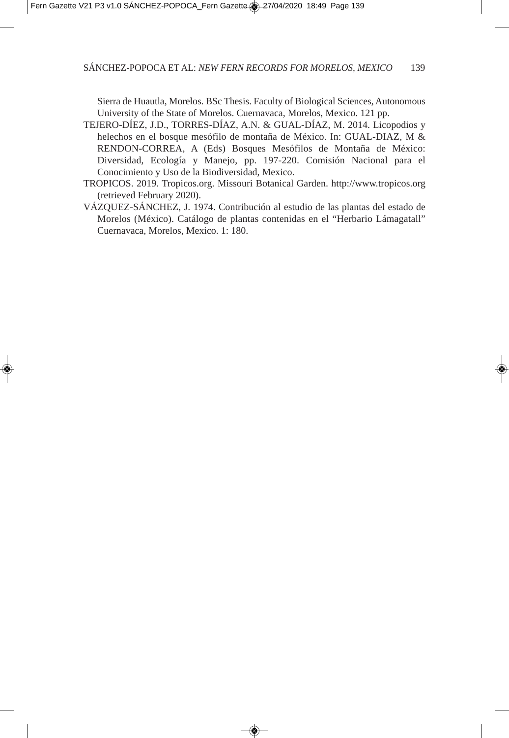Sierra de Huautla, Morelos. BSc Thesis. Faculty of Biological Sciences, Autonomous University of the State of Morelos. Cuernavaca, Morelos, Mexico. 121 pp.

TEJERO-DÍEZ, J.D., TORRES-DÍAZ, A.N. & GUAL-DÍAZ, M. 2014. Licopodios y helechos en el bosque mesófilo de montaña de México. In: GUAL-DIAZ, M & RENDON-CORREA, A (Eds) Bosques Mesófilos de Montaña de México: Diversidad, Ecología y Manejo, pp. 197-220. Comisión Nacional para el Conocimiento y Uso de la Biodiversidad, Mexico.

TROPICOS. 2019. Tropicos.org. Missouri Botanical Garden. http://www.tropicos.org (retrieved February 2020).

VÁZQUEZ-SÁNCHEZ, J. 1974. Contribución al estudio de las plantas del estado de Morelos (México). Catálogo de plantas contenidas en el "Herbario Lámagatall" Cuernavaca, Morelos, Mexico. 1: 180.